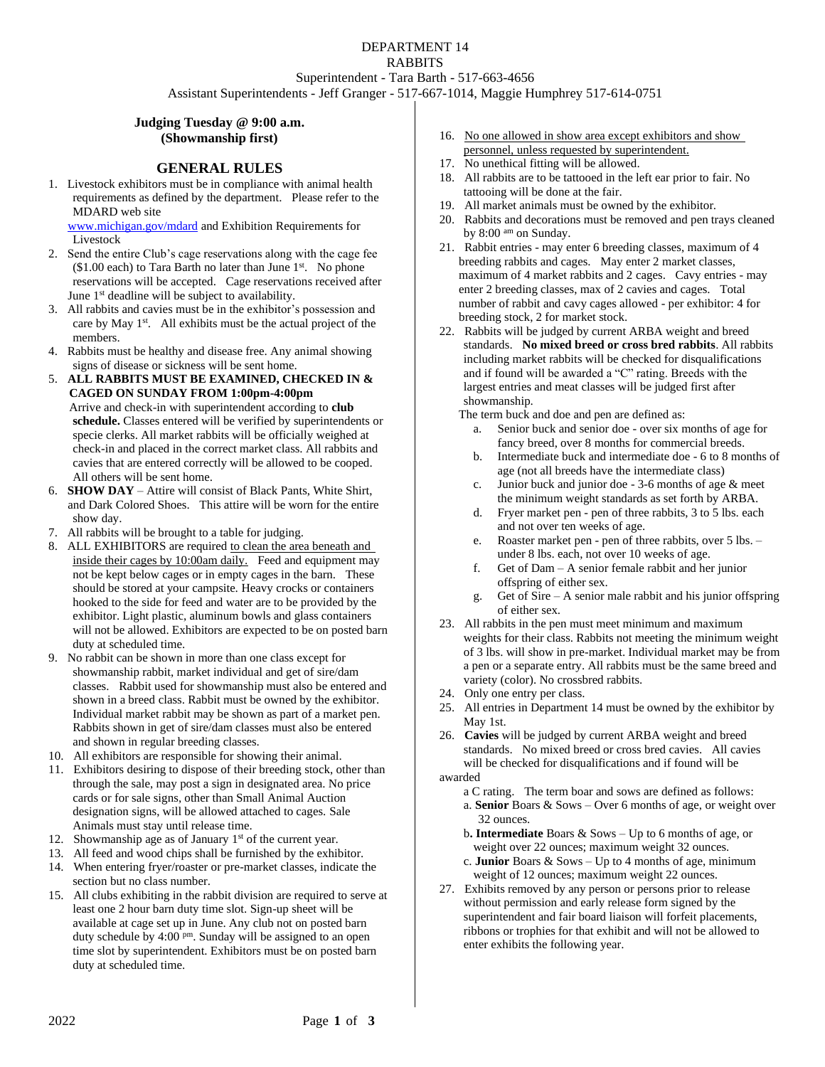# DEPARTMENT 14
## RABBITS

Superintendent - Tara Barth - 517-663-4656

Assistant Superintendents - Jeff Granger - 517-667-1014, Maggie Humphrey 517-614-0751

**Judging Tuesday @ 9:00 a.m.**
**(Showmanship first)**

## GENERAL RULES

1. Livestock exhibitors must be in compliance with animal health requirements as defined by the department. Please refer to the MDARD web site www.michigan.gov/mdard and Exhibition Requirements for Livestock
2. Send the entire Club's cage reservations along with the cage fee ($1.00 each) to Tara Barth no later than June 1st. No phone reservations will be accepted. Cage reservations received after June 1st deadline will be subject to availability.
3. All rabbits and cavies must be in the exhibitor's possession and care by May 1st. All exhibits must be the actual project of the members.
4. Rabbits must be healthy and disease free. Any animal showing signs of disease or sickness will be sent home.
5. **ALL RABBITS MUST BE EXAMINED, CHECKED IN & CAGED ON SUNDAY FROM 1:00pm-4:00pm**
   Arrive and check-in with superintendent according to **club schedule.** Classes entered will be verified by superintendents or specie clerks. All market rabbits will be officially weighed at check-in and placed in the correct market class. All rabbits and cavies that are entered correctly will be allowed to be cooped. All others will be sent home.
6. **SHOW DAY** – Attire will consist of Black Pants, White Shirt, and Dark Colored Shoes. This attire will be worn for the entire show day.
7. All rabbits will be brought to a table for judging.
8. ALL EXHIBITORS are required to clean the area beneath and inside their cages by 10:00am daily. Feed and equipment may not be kept below cages or in empty cages in the barn. These should be stored at your campsite. Heavy crocks or containers hooked to the side for feed and water are to be provided by the exhibitor. Light plastic, aluminum bowls and glass containers will not be allowed. Exhibitors are expected to be on posted barn duty at scheduled time.
9. No rabbit can be shown in more than one class except for showmanship rabbit, market individual and get of sire/dam classes. Rabbit used for showmanship must also be entered and shown in a breed class. Rabbit must be owned by the exhibitor. Individual market rabbit may be shown as part of a market pen. Rabbits shown in get of sire/dam classes must also be entered and shown in regular breeding classes.
10. All exhibitors are responsible for showing their animal.
11. Exhibitors desiring to dispose of their breeding stock, other than through the sale, may post a sign in designated area. No price cards or for sale signs, other than Small Animal Auction designation signs, will be allowed attached to cages. Sale Animals must stay until release time.
12. Showmanship age as of January 1st of the current year.
13. All feed and wood chips shall be furnished by the exhibitor.
14. When entering fryer/roaster or pre-market classes, indicate the section but no class number.
15. All clubs exhibiting in the rabbit division are required to serve at least one 2 hour barn duty time slot. Sign-up sheet will be available at cage set up in June. Any club not on posted barn duty schedule by 4:00 pm. Sunday will be assigned to an open time slot by superintendent. Exhibitors must be on posted barn duty at scheduled time.
16. No one allowed in show area except exhibitors and show personnel, unless requested by superintendent.
17. No unethical fitting will be allowed.
18. All rabbits are to be tattooed in the left ear prior to fair. No tattooing will be done at the fair.
19. All market animals must be owned by the exhibitor.
20. Rabbits and decorations must be removed and pen trays cleaned by 8:00 am on Sunday.
21. Rabbit entries - may enter 6 breeding classes, maximum of 4 breeding rabbits and cages. May enter 2 market classes, maximum of 4 market rabbits and 2 cages. Cavy entries - may enter 2 breeding classes, max of 2 cavies and cages. Total number of rabbit and cavy cages allowed - per exhibitor: 4 for breeding stock, 2 for market stock.
22. Rabbits will be judged by current ARBA weight and breed standards. **No mixed breed or cross bred rabbits**. All rabbits including market rabbits will be checked for disqualifications and if found will be awarded a "C" rating. Breeds with the largest entries and meat classes will be judged first after showmanship.
    The term buck and doe and pen are defined as:
    a. Senior buck and senior doe - over six months of age for fancy breed, over 8 months for commercial breeds.
    b. Intermediate buck and intermediate doe - 6 to 8 months of age (not all breeds have the intermediate class)
    c. Junior buck and junior doe - 3-6 months of age & meet the minimum weight standards as set forth by ARBA.
    d. Fryer market pen - pen of three rabbits, 3 to 5 lbs. each and not over ten weeks of age.
    e. Roaster market pen - pen of three rabbits, over 5 lbs. – under 8 lbs. each, not over 10 weeks of age.
    f. Get of Dam – A senior female rabbit and her junior offspring of either sex.
    g. Get of Sire – A senior male rabbit and his junior offspring of either sex.
23. All rabbits in the pen must meet minimum and maximum weights for their class. Rabbits not meeting the minimum weight of 3 lbs. will show in pre-market. Individual market may be from a pen or a separate entry. All rabbits must be the same breed and variety (color). No crossbred rabbits.
24. Only one entry per class.
25. All entries in Department 14 must be owned by the exhibitor by May 1st.
26. **Cavies** will be judged by current ARBA weight and breed standards. No mixed breed or cross bred cavies. All cavies will be checked for disqualifications and if found will be awarded a C rating. The term boar and sows are defined as follows:
    a. **Senior** Boars & Sows – Over 6 months of age, or weight over 32 ounces.
    b. **Intermediate** Boars & Sows – Up to 6 months of age, or weight over 22 ounces; maximum weight 32 ounces.
    c. **Junior** Boars & Sows – Up to 4 months of age, minimum weight of 12 ounces; maximum weight 22 ounces.
27. Exhibits removed by any person or persons prior to release without permission and early release form signed by the superintendent and fair board liaison will forfeit placements, ribbons or trophies for that exhibit and will not be allowed to enter exhibits the following year.

2022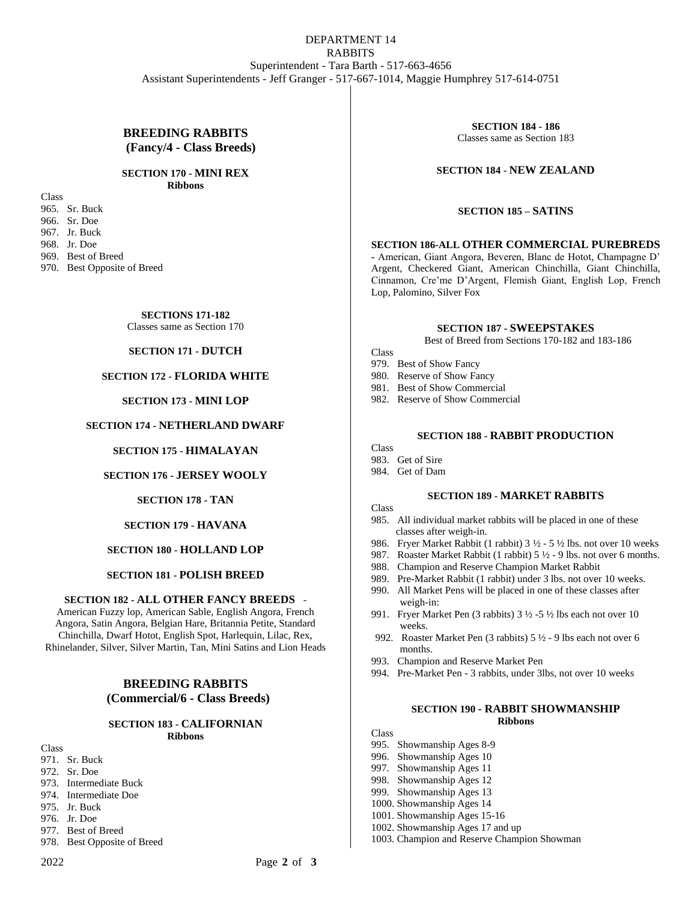DEPARTMENT 14
RABBITS
Superintendent - Tara Barth - 517-663-4656
Assistant Superintendents - Jeff Granger - 517-667-1014, Maggie Humphrey 517-614-0751

## BREEDING RABBITS
## (Fancy/4 - Class Breeds)

### SECTION 170 - MINI REX
**Ribbons**

Class
965. Sr. Buck
966. Sr. Doe
967. Jr. Buck
968. Jr. Doe
969. Best of Breed
970. Best Opposite of Breed

**SECTIONS 171-182**
Classes same as Section 170

### SECTION 171 - DUTCH

### SECTION 172 - FLORIDA WHITE

### SECTION 173 - MINI LOP

### SECTION 174 - NETHERLAND DWARF

### SECTION 175 - HIMALAYAN

### SECTION 176 - JERSEY WOOLY

### SECTION 178 - TAN

### SECTION 179 - HAVANA

### SECTION 180 - HOLLAND LOP

### SECTION 181 - POLISH BREED

### SECTION 182 - ALL OTHER FANCY BREEDS -
American Fuzzy lop, American Sable, English Angora, French Angora, Satin Angora, Belgian Hare, Britannia Petite, Standard Chinchilla, Dwarf Hotot, English Spot, Harlequin, Lilac, Rex, Rhinelander, Silver, Silver Martin, Tan, Mini Satins and Lion Heads

## BREEDING RABBITS
## (Commercial/6 - Class Breeds)

### SECTION 183 - CALIFORNIAN
**Ribbons**

Class
971. Sr. Buck
972. Sr. Doe
973. Intermediate Buck
974. Intermediate Doe
975. Jr. Buck
976. Jr. Doe
977. Best of Breed
978. Best Opposite of Breed

**SECTION 184 - 186**
Classes same as Section 183

### SECTION 184 - NEW ZEALAND

### SECTION 185 – SATINS

### SECTION 186-ALL OTHER COMMERCIAL PUREBREDS
- American, Giant Angora, Beveren, Blanc de Hotot, Champagne D' Argent, Checkered Giant, American Chinchilla, Giant Chinchilla, Cinnamon, Cre'me D'Argent, Flemish Giant, English Lop, French Lop, Palomino, Silver Fox

### SECTION 187 - SWEEPSTAKES
Best of Breed from Sections 170-182 and 183-186

Class
979. Best of Show Fancy
980. Reserve of Show Fancy
981. Best of Show Commercial
982. Reserve of Show Commercial

### SECTION 188 - RABBIT PRODUCTION

Class
983. Get of Sire
984. Get of Dam

### SECTION 189 - MARKET RABBITS

Class
985. All individual market rabbits will be placed in one of these classes after weigh-in.
986. Fryer Market Rabbit (1 rabbit) 3 ½ - 5 ½ lbs. not over 10 weeks
987. Roaster Market Rabbit (1 rabbit) 5 ½ - 9 lbs. not over 6 months.
988. Champion and Reserve Champion Market Rabbit
989. Pre-Market Rabbit (1 rabbit) under 3 lbs. not over 10 weeks.
990. All Market Pens will be placed in one of these classes after weigh-in:
991. Fryer Market Pen (3 rabbits) 3 ½ -5 ½ lbs each not over 10 weeks.
992. Roaster Market Pen (3 rabbits) 5 ½ - 9 lbs each not over 6 months.
993. Champion and Reserve Market Pen
994. Pre-Market Pen - 3 rabbits, under 3lbs, not over 10 weeks

### SECTION 190 - RABBIT SHOWMANSHIP
**Ribbons**

Class
995. Showmanship Ages 8-9
996. Showmanship Ages 10
997. Showmanship Ages 11
998. Showmanship Ages 12
999. Showmanship Ages 13
1000. Showmanship Ages 14
1001. Showmanship Ages 15-16
1002. Showmanship Ages 17 and up
1003. Champion and Reserve Champion Showman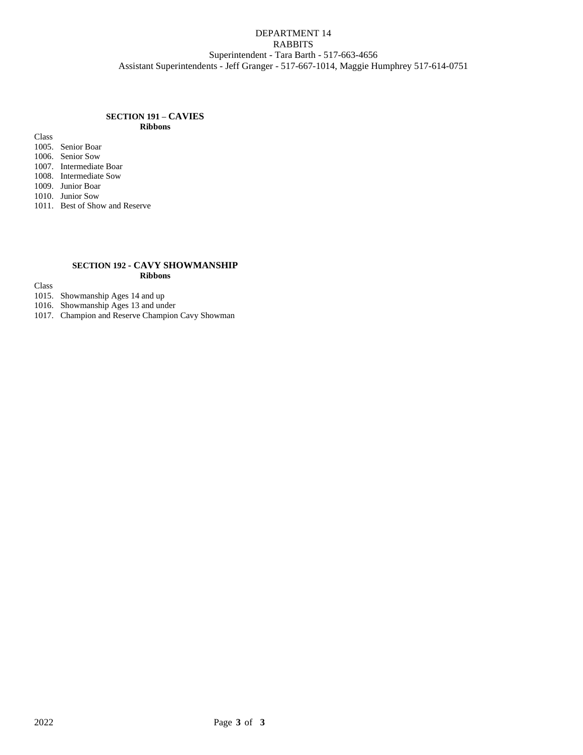DEPARTMENT 14
RABBITS
Superintendent - Tara Barth - 517-663-4656
Assistant Superintendents - Jeff Granger - 517-667-1014, Maggie Humphrey 517-614-0751

## SECTION 191 – CAVIES
**Ribbons**

Class
1005. Senior Boar
1006. Senior Sow
1007. Intermediate Boar
1008. Intermediate Sow
1009. Junior Boar
1010. Junior Sow
1011. Best of Show and Reserve

## SECTION 192 - CAVY SHOWMANSHIP
**Ribbons**

Class
1015. Showmanship Ages 14 and up
1016. Showmanship Ages 13 and under
1017. Champion and Reserve Champion Cavy Showman